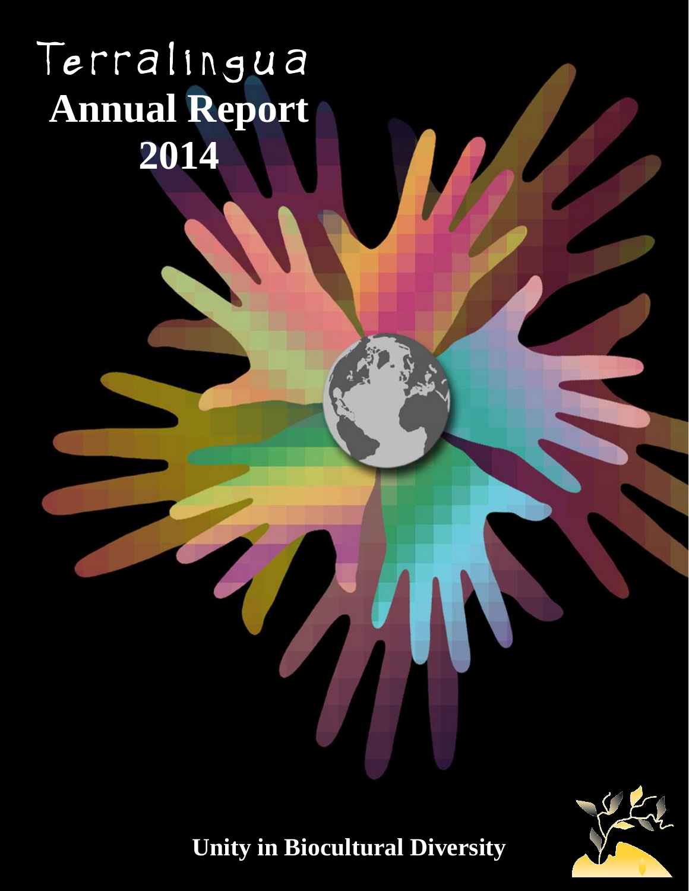# Terralingua
# Annual Report 2014

**Unity in Biocultural Diversity**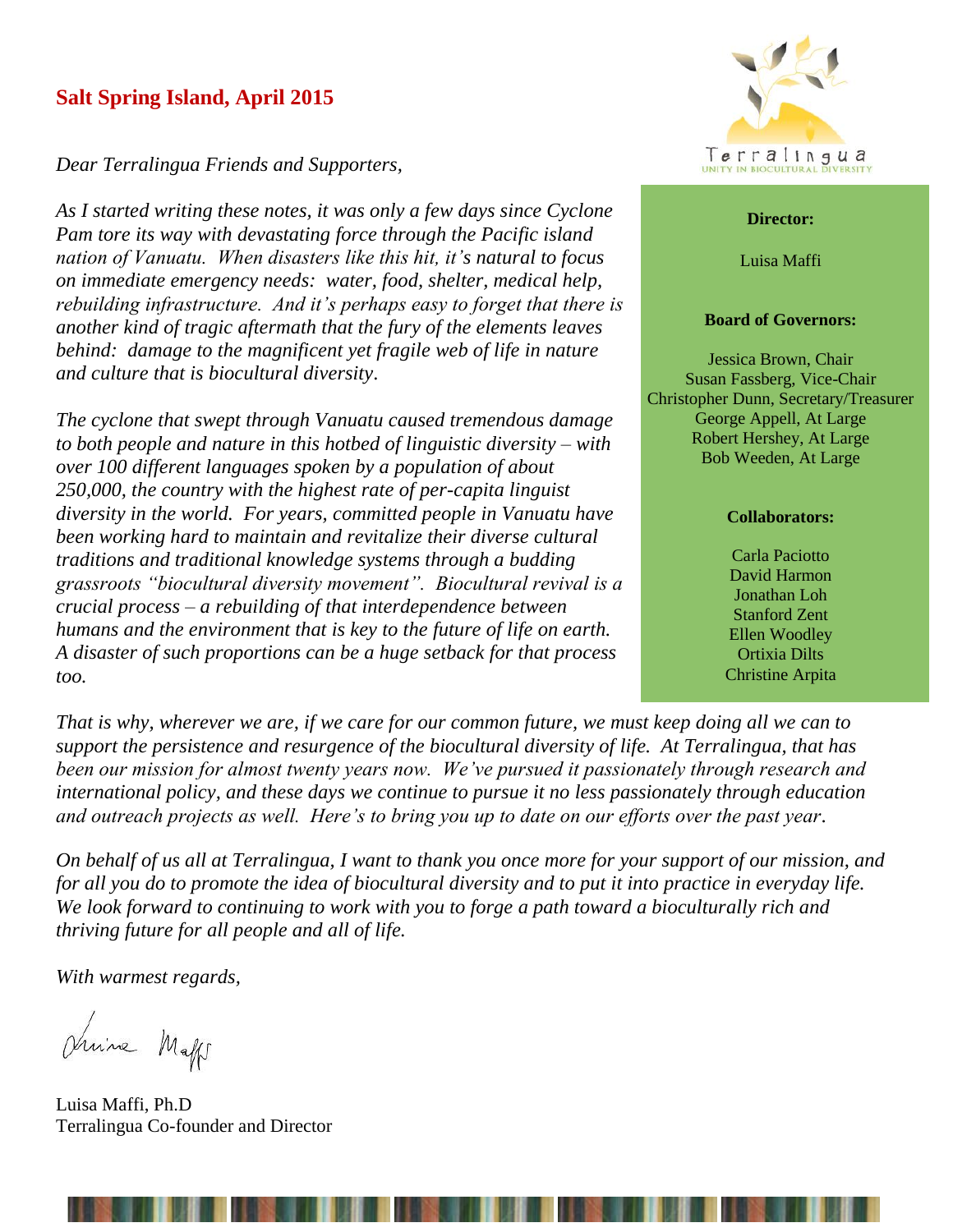**Salt Spring Island, April 2015**

Terralingua
UNITY IN BIOCULTURAL DIVERSITY

**Director:**

Luisa Maffi

**Board of Governors:**

Jessica Brown, Chair
Susan Fassberg, Vice-Chair
Christopher Dunn, Secretary/Treasurer
George Appell, At Large
Robert Hershey, At Large
Bob Weeden, At Large

**Collaborators:**

Carla Paciotto
David Harmon
Jonathan Loh
Stanford Zent
Ellen Woodley
Ortixia Dilts
Christine Arpita

*Dear Terralingua Friends and Supporters,*

*As I started writing these notes, it was only a few days since Cyclone Pam tore its way with devastating force through the Pacific island nation of Vanuatu. When disasters like this hit, it's natural to focus on immediate emergency needs: water, food, shelter, medical help, rebuilding infrastructure. And it's perhaps easy to forget that there is another kind of tragic aftermath that the fury of the elements leaves behind: damage to the magnificent yet fragile web of life in nature and culture that is biocultural diversity.*

*The cyclone that swept through Vanuatu caused tremendous damage to both people and nature in this hotbed of linguistic diversity – with over 100 different languages spoken by a population of about 250,000, the country with the highest rate of per-capita linguist diversity in the world. For years, committed people in Vanuatu have been working hard to maintain and revitalize their diverse cultural traditions and traditional knowledge systems through a budding grassroots "biocultural diversity movement". Biocultural revival is a crucial process – a rebuilding of that interdependence between humans and the environment that is key to the future of life on earth. A disaster of such proportions can be a huge setback for that process too.*

*That is why, wherever we are, if we care for our common future, we must keep doing all we can to support the persistence and resurgence of the biocultural diversity of life. At Terralingua, that has been our mission for almost twenty years now. We've pursued it passionately through research and international policy, and these days we continue to pursue it no less passionately through education and outreach projects as well. Here's to bring you up to date on our efforts over the past year.*

*On behalf of us all at Terralingua, I want to thank you once more for your support of our mission, and for all you do to promote the idea of biocultural diversity and to put it into practice in everyday life. We look forward to continuing to work with you to forge a path toward a bioculturally rich and thriving future for all people and all of life.*

*With warmest regards,*

Luisa Maffi, Ph.D
Terralingua Co-founder and Director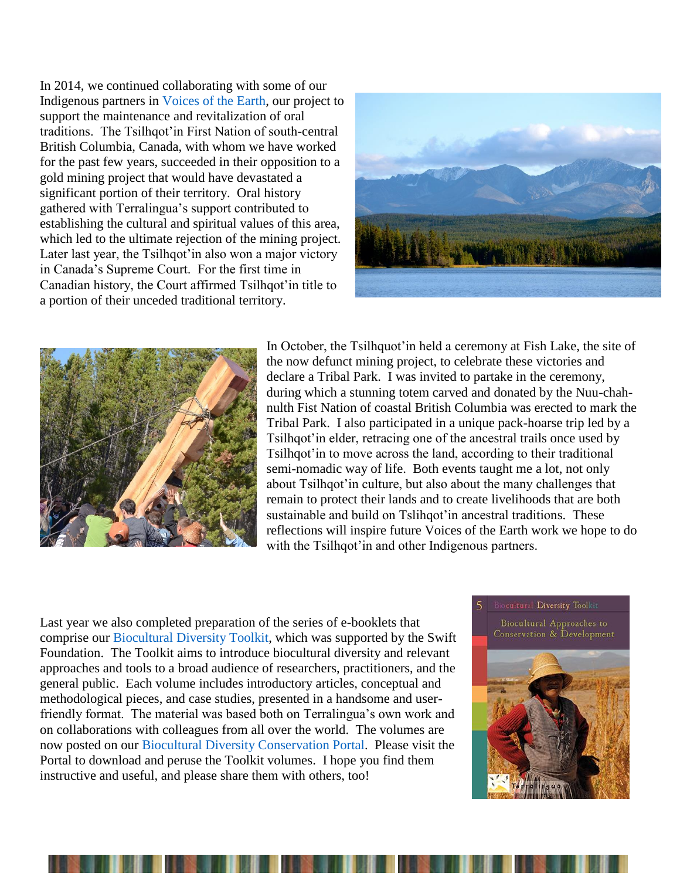In 2014, we continued collaborating with some of our Indigenous partners in Voices of the Earth, our project to support the maintenance and revitalization of oral traditions. The Tsilhqot'in First Nation of south-central British Columbia, Canada, with whom we have worked for the past few years, succeeded in their opposition to a gold mining project that would have devastated a significant portion of their territory. Oral history gathered with Terralingua's support contributed to establishing the cultural and spiritual values of this area, which led to the ultimate rejection of the mining project. Later last year, the Tsilhqot'in also won a major victory in Canada's Supreme Court. For the first time in Canadian history, the Court affirmed Tsilhqot'in title to a portion of their unceded traditional territory.

In October, the Tsilhquot'in held a ceremony at Fish Lake, the site of the now defunct mining project, to celebrate these victories and declare a Tribal Park. I was invited to partake in the ceremony, during which a stunning totem carved and donated by the Nuu-chah-nulth Fist Nation of coastal British Columbia was erected to mark the Tribal Park. I also participated in a unique pack-hoarse trip led by a Tsilhqot'in elder, retracing one of the ancestral trails once used by Tsilhqot'in to move across the land, according to their traditional semi-nomadic way of life. Both events taught me a lot, not only about Tsilhqot'in culture, but also about the many challenges that remain to protect their lands and to create livelihoods that are both sustainable and build on Tslihqot'in ancestral traditions. These reflections will inspire future Voices of the Earth work we hope to do with the Tsilhqot'in and other Indigenous partners.

Last year we also completed preparation of the series of e-booklets that comprise our Biocultural Diversity Toolkit, which was supported by the Swift Foundation. The Toolkit aims to introduce biocultural diversity and relevant approaches and tools to a broad audience of researchers, practitioners, and the general public. Each volume includes introductory articles, conceptual and methodological pieces, and case studies, presented in a handsome and user-friendly format. The material was based both on Terralingua's own work and on collaborations with colleagues from all over the world. The volumes are now posted on our Biocultural Diversity Conservation Portal. Please visit the Portal to download and peruse the Toolkit volumes. I hope you find them instructive and useful, and please share them with others, too!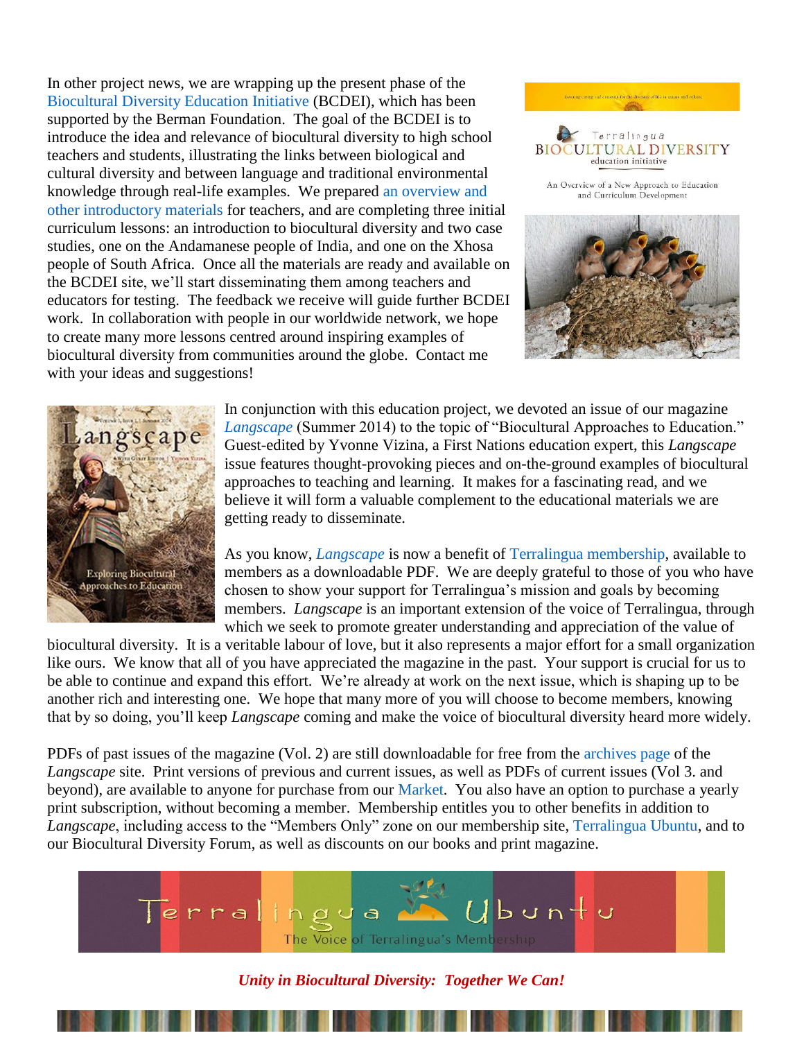In other project news, we are wrapping up the present phase of the Biocultural Diversity Education Initiative (BCDEI), which has been supported by the Berman Foundation. The goal of the BCDEI is to introduce the idea and relevance of biocultural diversity to high school teachers and students, illustrating the links between biological and cultural diversity and between language and traditional environmental knowledge through real-life examples. We prepared an overview and other introductory materials for teachers, and are completing three initial curriculum lessons: an introduction to biocultural diversity and two case studies, one on the Andamanese people of India, and one on the Xhosa people of South Africa. Once all the materials are ready and available on the BCDEI site, we'll start disseminating them among teachers and educators for testing. The feedback we receive will guide further BCDEI work. In collaboration with people in our worldwide network, we hope to create many more lessons centred around inspiring examples of biocultural diversity from communities around the globe. Contact me with your ideas and suggestions!

In conjunction with this education project, we devoted an issue of our magazine *Langscape* (Summer 2014) to the topic of "Biocultural Approaches to Education." Guest-edited by Yvonne Vizina, a First Nations education expert, this *Langscape* issue features thought-provoking pieces and on-the-ground examples of biocultural approaches to teaching and learning. It makes for a fascinating read, and we believe it will form a valuable complement to the educational materials we are getting ready to disseminate.

As you know, *Langscape* is now a benefit of Terralingua membership, available to members as a downloadable PDF. We are deeply grateful to those of you who have chosen to show your support for Terralingua's mission and goals by becoming members. *Langscape* is an important extension of the voice of Terralingua, through which we seek to promote greater understanding and appreciation of the value of biocultural diversity. It is a veritable labour of love, but it also represents a major effort for a small organization like ours. We know that all of you have appreciated the magazine in the past. Your support is crucial for us to be able to continue and expand this effort. We're already at work on the next issue, which is shaping up to be another rich and interesting one. We hope that many more of you will choose to become members, knowing that by so doing, you'll keep *Langscape* coming and make the voice of biocultural diversity heard more widely.

PDFs of past issues of the magazine (Vol. 2) are still downloadable for free from the archives page of the *Langscape* site. Print versions of previous and current issues, as well as PDFs of current issues (Vol 3. and beyond), are available to anyone for purchase from our Market. You also have an option to purchase a yearly print subscription, without becoming a member. Membership entitles you to other benefits in addition to *Langscape*, including access to the "Members Only" zone on our membership site, Terralingua Ubuntu, and to our Biocultural Diversity Forum, as well as discounts on our books and print magazine.

***Unity in Biocultural Diversity: Together We Can!***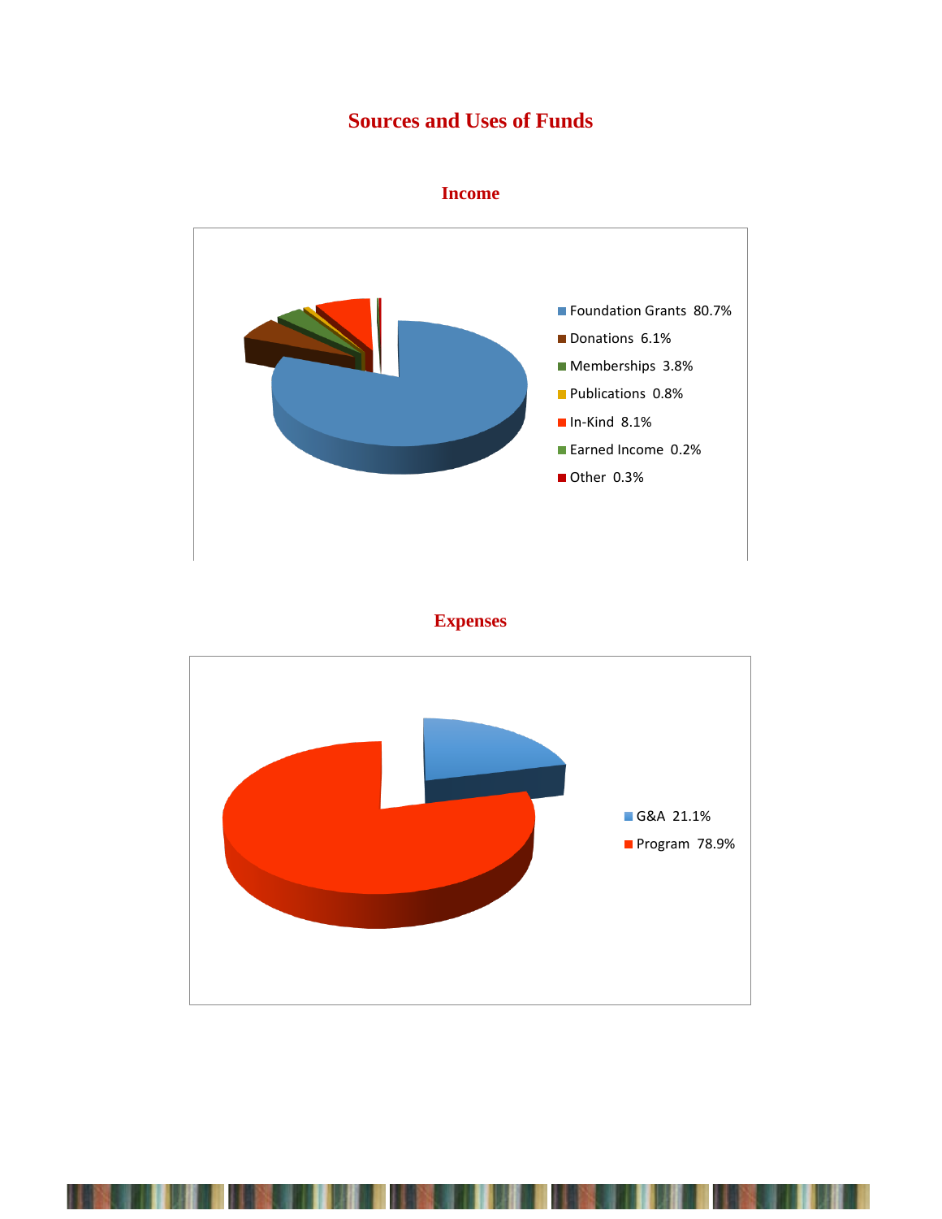# Sources and Uses of Funds

## Income

- Foundation Grants 80.7%
- Donations 6.1%
- Memberships 3.8%
- Publications 0.8%
- In-Kind 8.1%
- Earned Income 0.2%
- Other 0.3%

## Expenses

- G&A 21.1%
- Program 78.9%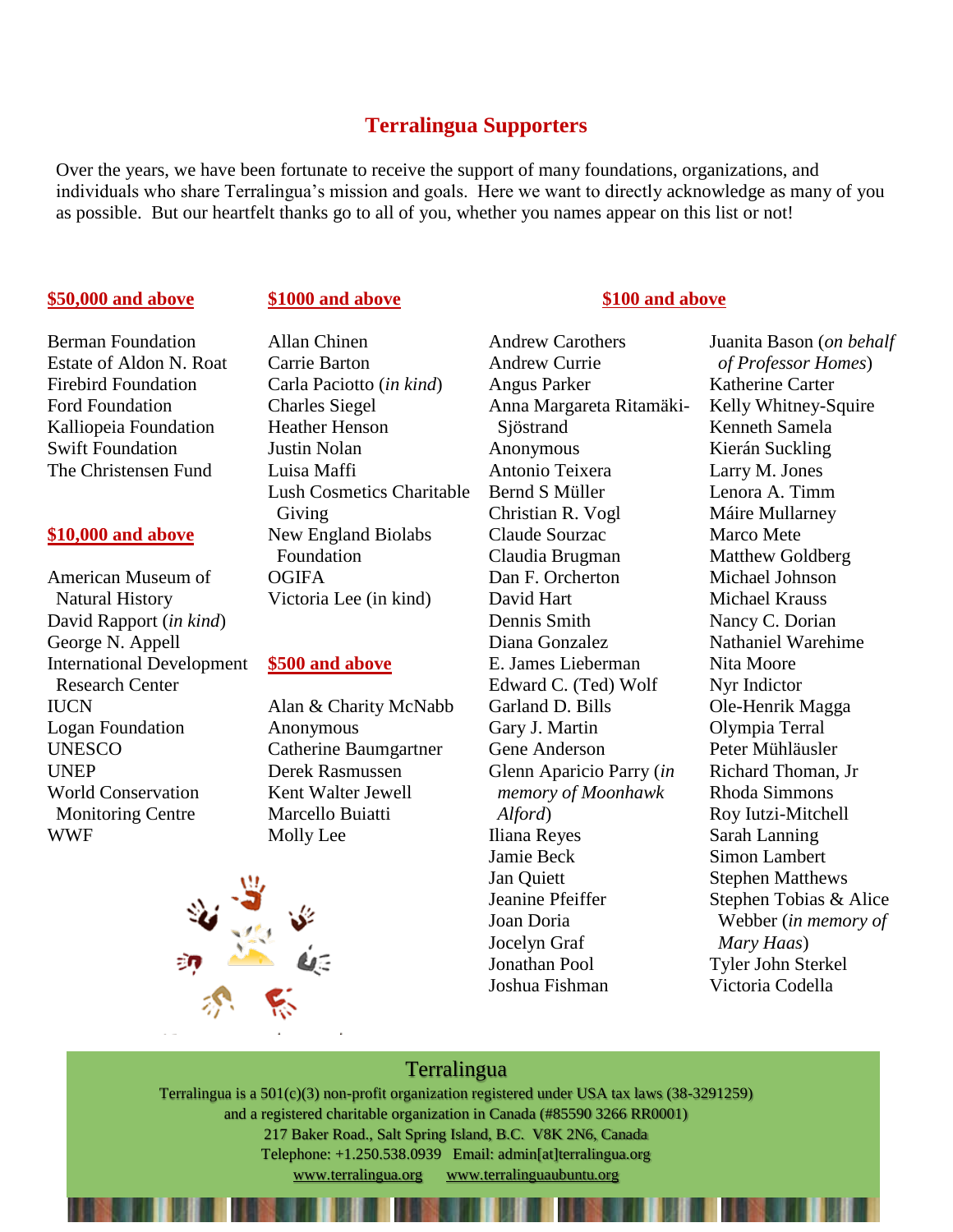# Terralingua Supporters

Over the years, we have been fortunate to receive the support of many foundations, organizations, and individuals who share Terralingua's mission and goals. Here we want to directly acknowledge as many of you as possible. But our heartfelt thanks go to all of you, whether you names appear on this list or not!

## $50,000 and above

Berman Foundation
Estate of Aldon N. Roat
Firebird Foundation
Ford Foundation
Kalliopeia Foundation
Swift Foundation
The Christensen Fund

## $10,000 and above

American Museum of Natural History
David Rapport (*in kind*)
George N. Appell
International Development Research Center
IUCN
Logan Foundation
UNESCO
UNEP
World Conservation Monitoring Centre
WWF

## $1000 and above

Allan Chinen
Carrie Barton
Carla Paciotto (*in kind*)
Charles Siegel
Heather Henson
Justin Nolan
Luisa Maffi
Lush Cosmetics Charitable Giving
New England Biolabs Foundation
OGIFA
Victoria Lee (in kind)

## $500 and above

Alan & Charity McNabb
Anonymous
Catherine Baumgartner
Derek Rasmussen
Kent Walter Jewell
Marcello Buiatti
Molly Lee

## $100 and above

Andrew Carothers
Andrew Currie
Angus Parker
Anna Margareta Ritamäki-Sjöstrand
Anonymous
Antonio Teixera
Bernd S Müller
Christian R. Vogl
Claude Sourzac
Claudia Brugman
Dan F. Orcherton
David Hart
Dennis Smith
Diana Gonzalez
E. James Lieberman
Edward C. (Ted) Wolf
Garland D. Bills
Gary J. Martin
Gene Anderson
Glenn Aparicio Parry (*in memory of Moonhawk Alford*)
Iliana Reyes
Jamie Beck
Jan Quiett
Jeanine Pfeiffer
Joan Doria
Jocelyn Graf
Jonathan Pool
Joshua Fishman
Juanita Bason (*on behalf of Professor Homes*)
Katherine Carter
Kelly Whitney-Squire
Kenneth Samela
Kierán Suckling
Larry M. Jones
Lenora A. Timm
Máire Mullarney
Marco Mete
Matthew Goldberg
Michael Johnson
Michael Krauss
Nancy C. Dorian
Nathaniel Warehime
Nita Moore
Nyr Indictor
Ole-Henrik Magga
Olympia Terral
Peter Mühläusler
Richard Thoman, Jr
Rhoda Simmons
Roy Iutzi-Mitchell
Sarah Lanning
Simon Lambert
Stephen Matthews
Stephen Tobias & Alice Webber (*in memory of Mary Haas*)
Tyler John Sterkel
Victoria Codella

**Terralingua**

Terralingua is a 501(c)(3) non-profit organization registered under USA tax laws (38-3291259) and a registered charitable organization in Canada (#85590 3266 RR0001)
217 Baker Road., Salt Spring Island, B.C. V8K 2N6, Canada
Telephone: +1.250.538.0939 Email: admin[at]terralingua.org
www.terralingua.org www.terralinguaubuntu.org